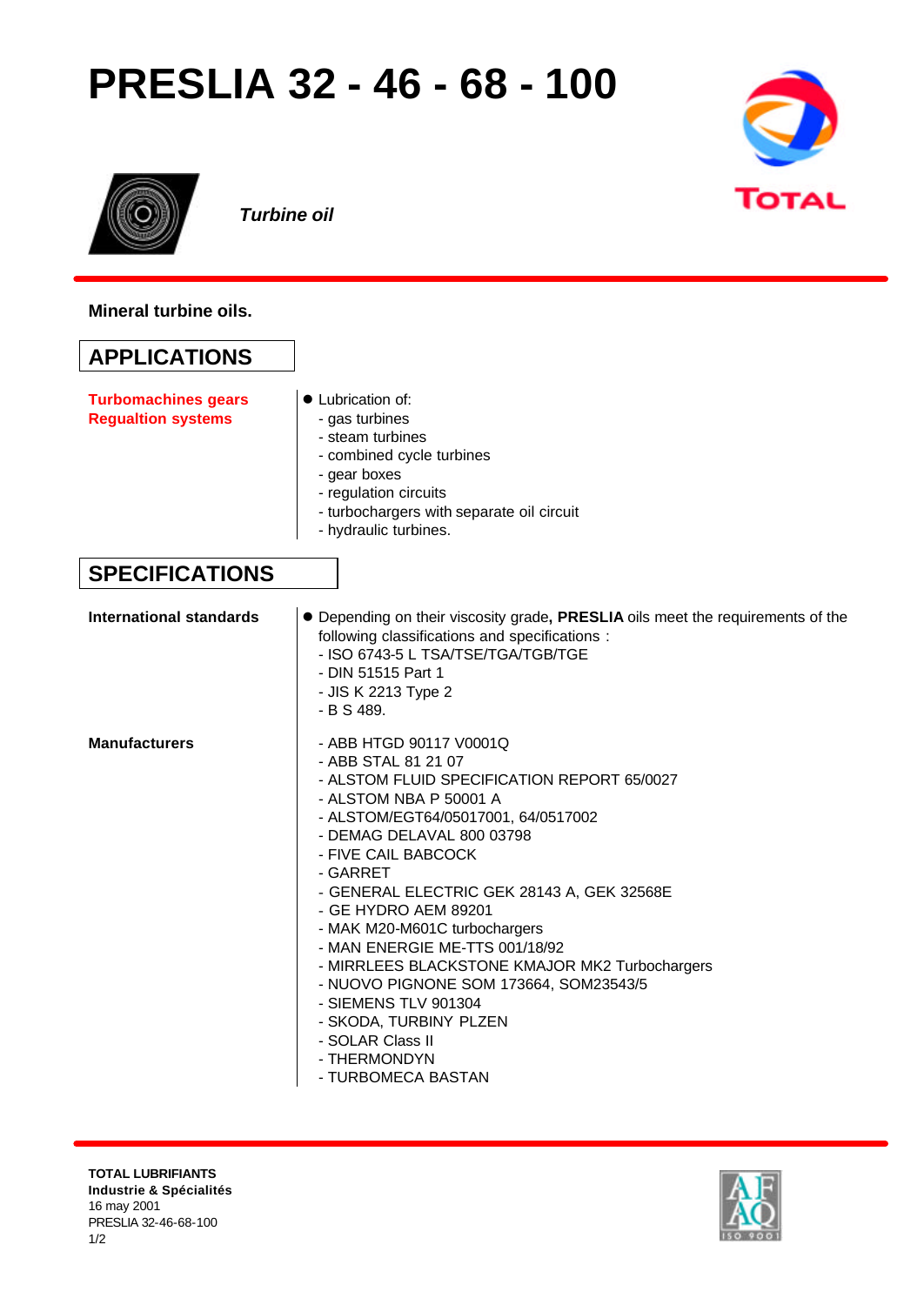# PRESLIA 32 - 46 - 68 - 100

***Turbine oil***

**Mineral turbine oils.**

## APPLICATIONS

**Turbomachines gears**
**Regualtion systems**

- Lubrication of:
  - gas turbines
  - steam turbines
  - combined cycle turbines
  - gear boxes
  - regulation circuits
  - turbochargers with separate oil circuit
  - hydraulic turbines.

## SPECIFICATIONS

**International standards**

- Depending on their viscosity grade, **PRESLIA** oils meet the requirements of the following classifications and specifications :
  - ISO 6743-5 L TSA/TSE/TGA/TGB/TGE
  - DIN 51515 Part 1
  - JIS K 2213 Type 2
  - B S 489.

**Manufacturers**

- ABB HTGD 90117 V0001Q
- ABB STAL 81 21 07
- ALSTOM FLUID SPECIFICATION REPORT 65/0027
- ALSTOM NBA P 50001 A
- ALSTOM/EGT64/05017001, 64/0517002
- DEMAG DELAVAL 800 03798
- FIVE CAIL BABCOCK
- GARRET
- GENERAL ELECTRIC GEK 28143 A, GEK 32568E
- GE HYDRO AEM 89201
- MAK M20-M601C turbochargers
- MAN ENERGIE ME-TTS 001/18/92
- MIRRLEES BLACKSTONE KMAJOR MK2 Turbochargers
- NUOVO PIGNONE SOM 173664, SOM23543/5
- SIEMENS TLV 901304
- SKODA, TURBINY PLZEN
- SOLAR Class II
- THERMONDYN
- TURBOMECA BASTAN

**TOTAL LUBRIFIANTS**
**Industrie & Spécialités**
16 may 2001
PRESLIA 32-46-68-100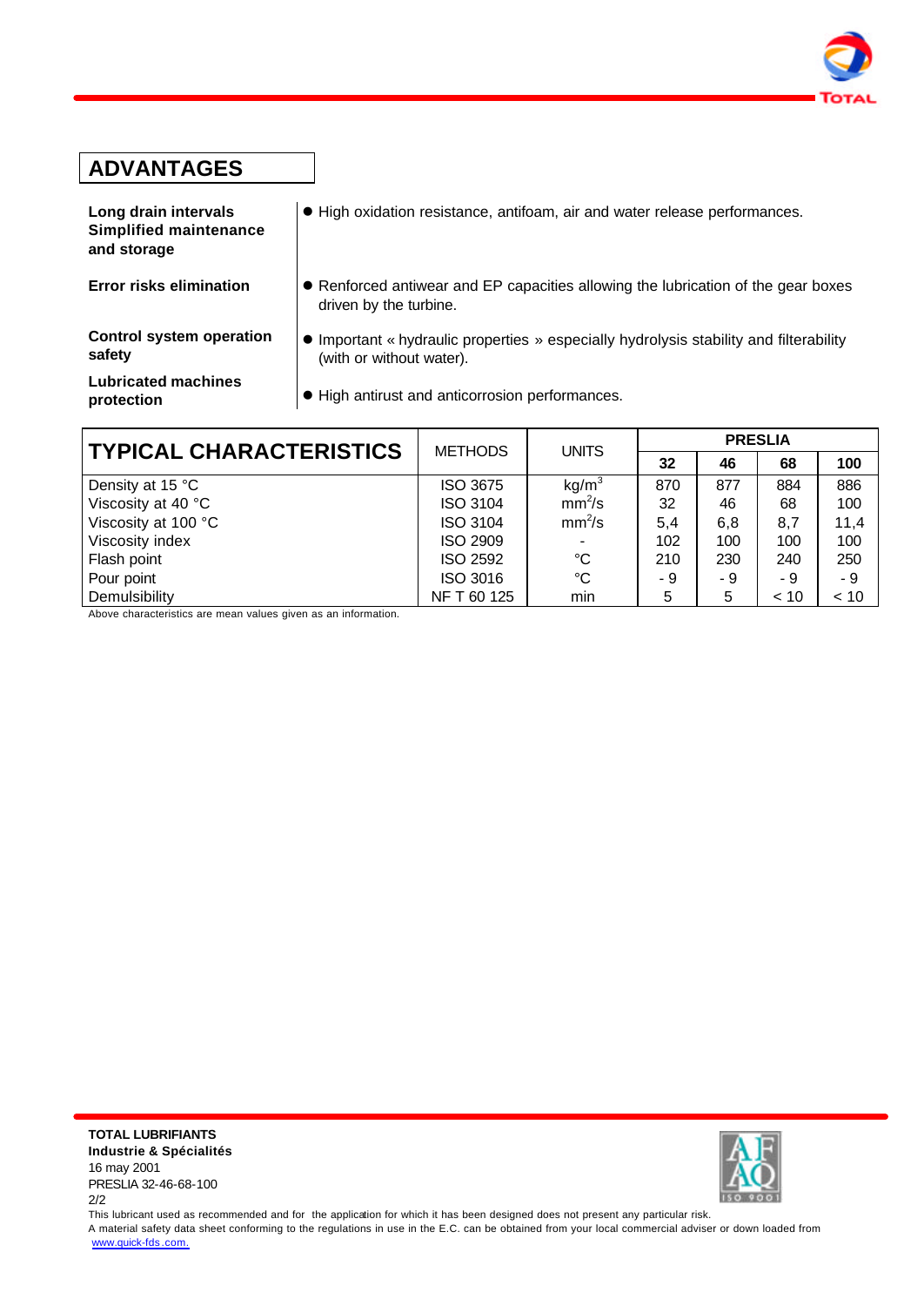## ADVANTAGES

| | |
|---|---|
| **Long drain intervals Simplified maintenance and storage** | ● High oxidation resistance, antifoam, air and water release performances. |
| **Error risks elimination** | ● Renforced antiwear and EP capacities allowing the lubrication of the gear boxes driven by the turbine. |
| **Control system operation safety** | ● Important « hydraulic properties » especially hydrolysis stability and filterability (with or without water). |
| **Lubricated machines protection** | ● High antirust and anticorrosion performances. |

| TYPICAL CHARACTERISTICS | METHODS | UNITS | PRESLIA | | | |
|---|---|---|---|---|---|---|
| | | | **32** | **46** | **68** | **100** |
| Density at 15 °C | ISO 3675 | kg/m$^3$ | 870 | 877 | 884 | 886 |
| Viscosity at 40 °C | ISO 3104 | mm$^2$/s | 32 | 46 | 68 | 100 |
| Viscosity at 100 °C | ISO 3104 | mm$^2$/s | 5,4 | 6,8 | 8,7 | 11,4 |
| Viscosity index | ISO 2909 | - | 102 | 100 | 100 | 100 |
| Flash point | ISO 2592 | °C | 210 | 230 | 240 | 250 |
| Pour point | ISO 3016 | °C | - 9 | - 9 | - 9 | - 9 |
| Demulsibility | NF T 60 125 | min | 5 | 5 | < 10 | < 10 |

Above characteristics are mean values given as an information.

**TOTAL LUBRIFIANTS**
**Industrie & Spécialités**
16 may 2001
PRESLIA 32-46-68-100

This lubricant used as recommended and for the application for which it has been designed does not present any particular risk.
A material safety data sheet conforming to the regulations in use in the E.C. can be obtained from your local commercial adviser or down loaded from www.quick-fds.com.